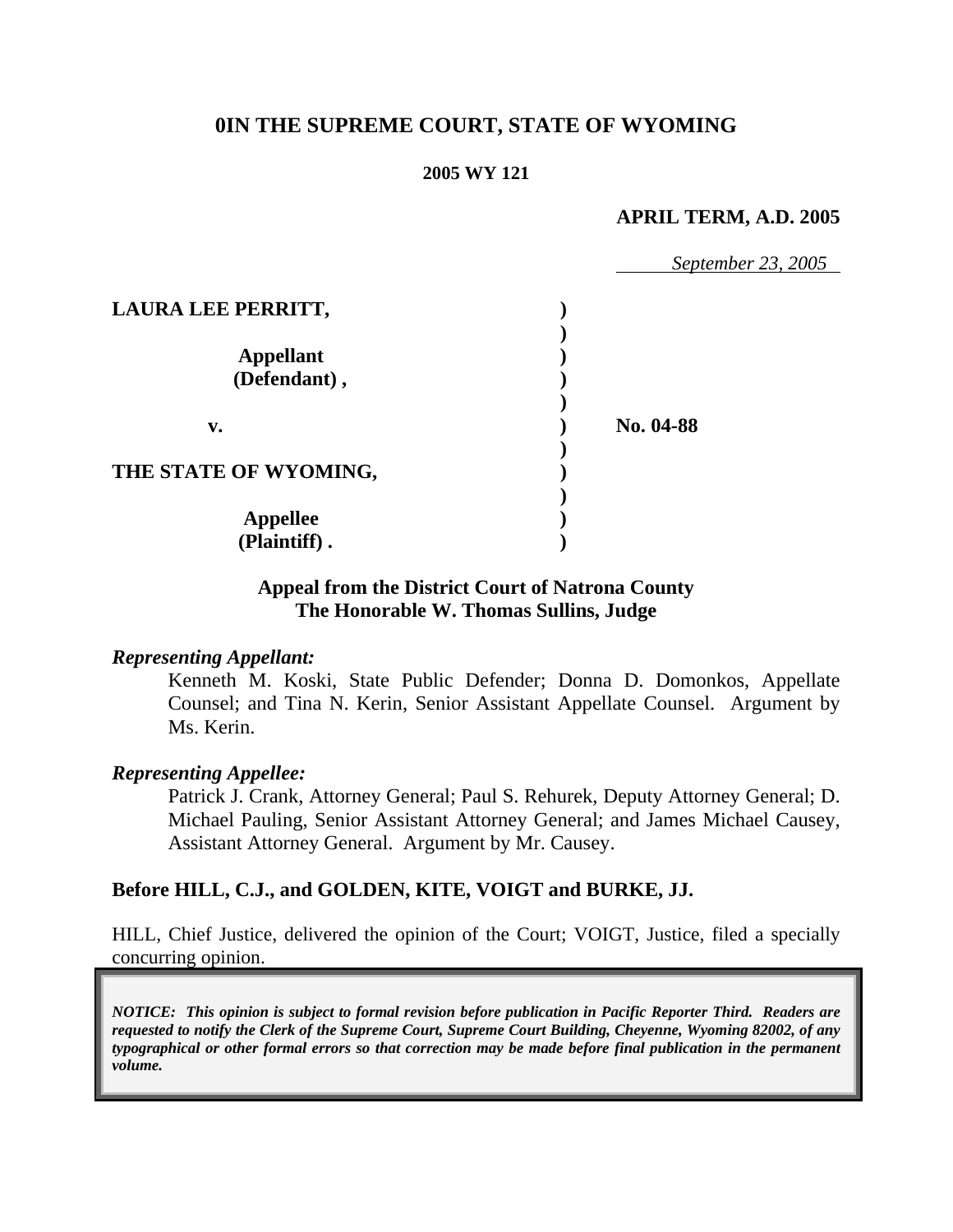# 0IN THE SUPREME COURT, STATE OF WYOMING

**2005 WY 121**

**APRIL TERM, A.D. 2005**

*September 23, 2005*

| | | |
|---|---|---|
| **LAURA LEE PERRITT,** **Appellant (Defendant),** | ) | |
| **v.** | ) | **No. 04-88** |
| **THE STATE OF WYOMING,** **Appellee (Plaintiff).** | ) | |

**Appeal from the District Court of Natrona County**
**The Honorable W. Thomas Sullins, Judge**

***Representing Appellant:***

Kenneth M. Koski, State Public Defender; Donna D. Domonkos, Appellate Counsel; and Tina N. Kerin, Senior Assistant Appellate Counsel. Argument by Ms. Kerin.

***Representing Appellee:***

Patrick J. Crank, Attorney General; Paul S. Rehurek, Deputy Attorney General; D. Michael Pauling, Senior Assistant Attorney General; and James Michael Causey, Assistant Attorney General. Argument by Mr. Causey.

**Before HILL, C.J., and GOLDEN, KITE, VOIGT and BURKE, JJ.**

HILL, Chief Justice, delivered the opinion of the Court; VOIGT, Justice, filed a specially concurring opinion.

***NOTICE: This opinion is subject to formal revision before publication in Pacific Reporter Third. Readers are requested to notify the Clerk of the Supreme Court, Supreme Court Building, Cheyenne, Wyoming 82002, of any typographical or other formal errors so that correction may be made before final publication in the permanent volume.***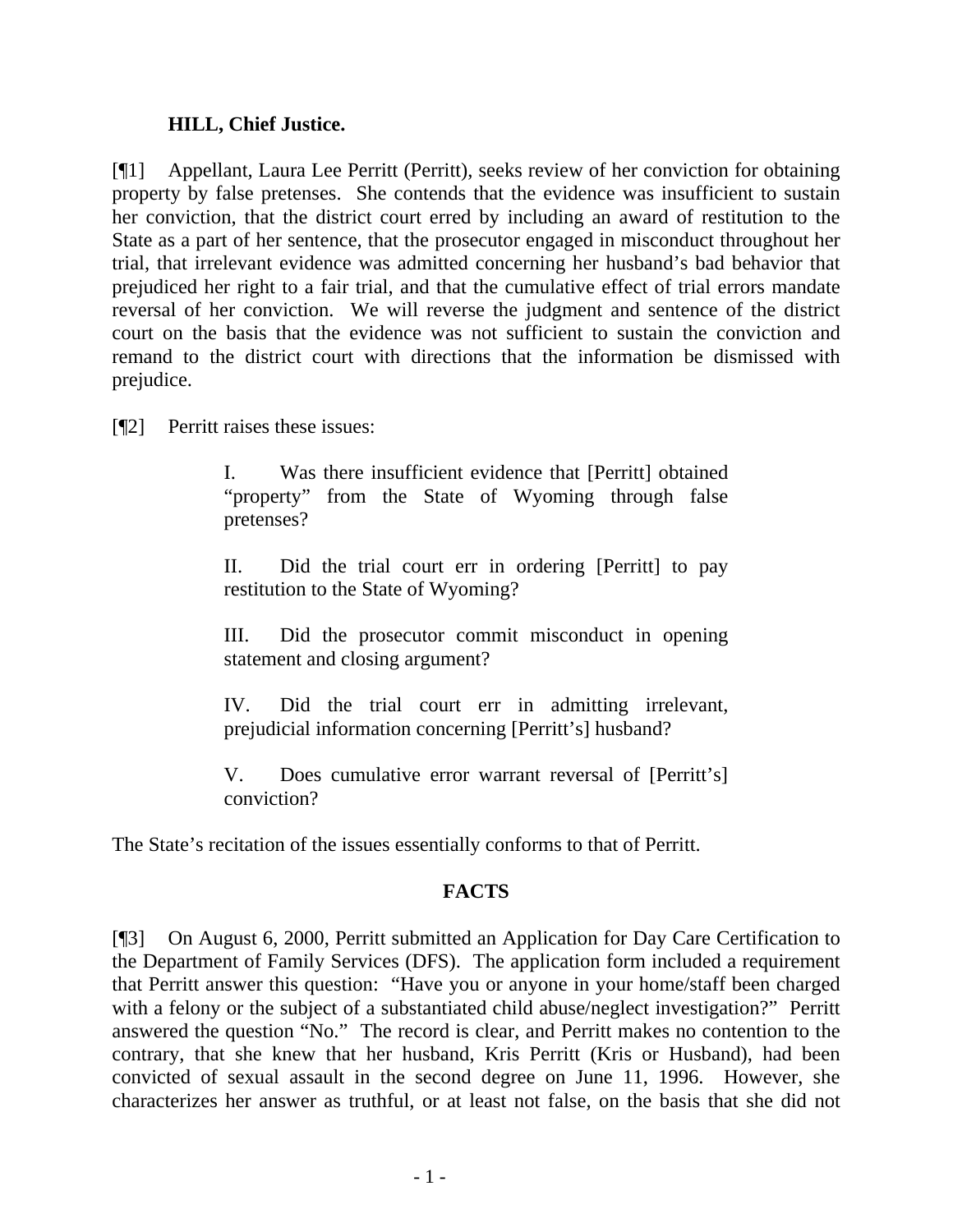**HILL, Chief Justice.**

[¶1] Appellant, Laura Lee Perritt (Perritt), seeks review of her conviction for obtaining property by false pretenses. She contends that the evidence was insufficient to sustain her conviction, that the district court erred by including an award of restitution to the State as a part of her sentence, that the prosecutor engaged in misconduct throughout her trial, that irrelevant evidence was admitted concerning her husband's bad behavior that prejudiced her right to a fair trial, and that the cumulative effect of trial errors mandate reversal of her conviction. We will reverse the judgment and sentence of the district court on the basis that the evidence was not sufficient to sustain the conviction and remand to the district court with directions that the information be dismissed with prejudice.

[¶2] Perritt raises these issues:

> I. Was there insufficient evidence that [Perritt] obtained "property" from the State of Wyoming through false pretenses?
>
> II. Did the trial court err in ordering [Perritt] to pay restitution to the State of Wyoming?
>
> III. Did the prosecutor commit misconduct in opening statement and closing argument?
>
> IV. Did the trial court err in admitting irrelevant, prejudicial information concerning [Perritt's] husband?
>
> V. Does cumulative error warrant reversal of [Perritt's] conviction?

The State's recitation of the issues essentially conforms to that of Perritt.

## FACTS

[¶3] On August 6, 2000, Perritt submitted an Application for Day Care Certification to the Department of Family Services (DFS). The application form included a requirement that Perritt answer this question: "Have you or anyone in your home/staff been charged with a felony or the subject of a substantiated child abuse/neglect investigation?" Perritt answered the question "No." The record is clear, and Perritt makes no contention to the contrary, that she knew that her husband, Kris Perritt (Kris or Husband), had been convicted of sexual assault in the second degree on June 11, 1996. However, she characterizes her answer as truthful, or at least not false, on the basis that she did not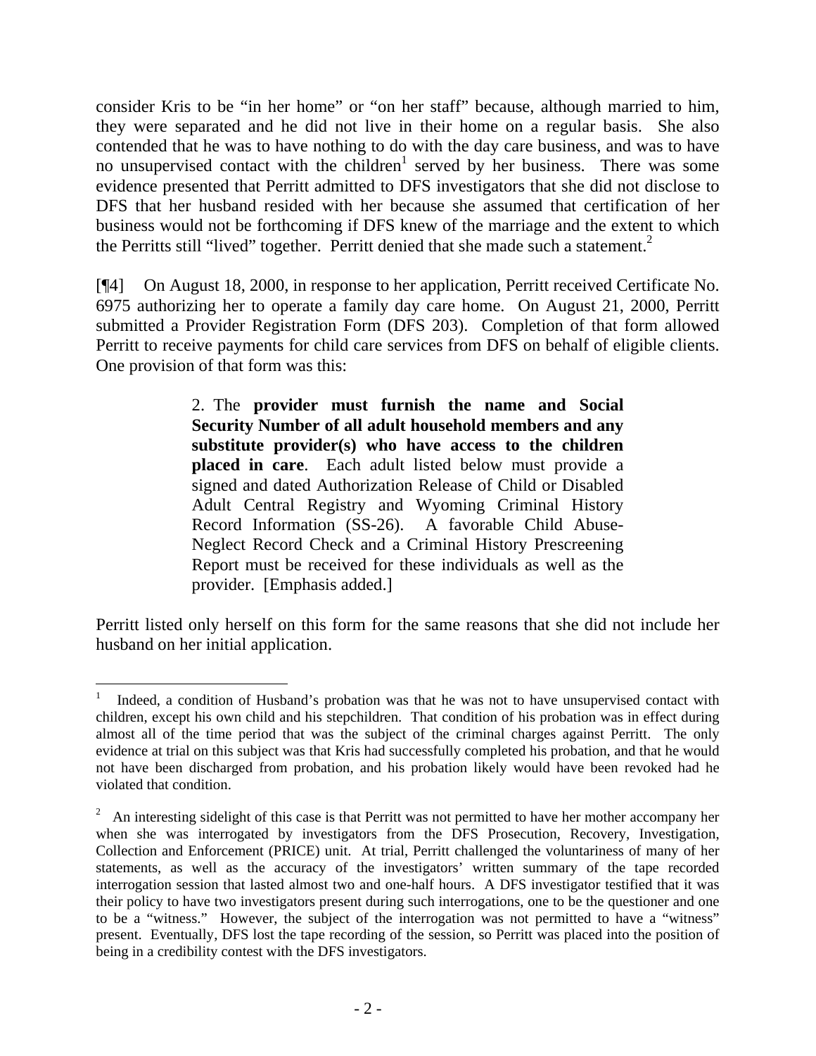consider Kris to be "in her home" or "on her staff" because, although married to him, they were separated and he did not live in their home on a regular basis. She also contended that he was to have nothing to do with the day care business, and was to have no unsupervised contact with the children[1] served by her business. There was some evidence presented that Perritt admitted to DFS investigators that she did not disclose to DFS that her husband resided with her because she assumed that certification of her business would not be forthcoming if DFS knew of the marriage and the extent to which the Perritts still "lived" together. Perritt denied that she made such a statement.[2]

[¶4] On August 18, 2000, in response to her application, Perritt received Certificate No. 6975 authorizing her to operate a family day care home. On August 21, 2000, Perritt submitted a Provider Registration Form (DFS 203). Completion of that form allowed Perritt to receive payments for child care services from DFS on behalf of eligible clients. One provision of that form was this:

> 2. The **provider must furnish the name and Social Security Number of all adult household members and any substitute provider(s) who have access to the children placed in care**. Each adult listed below must provide a signed and dated Authorization Release of Child or Disabled Adult Central Registry and Wyoming Criminal History Record Information (SS-26). A favorable Child Abuse-Neglect Record Check and a Criminal History Prescreening Report must be received for these individuals as well as the provider. [Emphasis added.]

Perritt listed only herself on this form for the same reasons that she did not include her husband on her initial application.

---

[1] Indeed, a condition of Husband's probation was that he was not to have unsupervised contact with children, except his own child and his stepchildren. That condition of his probation was in effect during almost all of the time period that was the subject of the criminal charges against Perritt. The only evidence at trial on this subject was that Kris had successfully completed his probation, and that he would not have been discharged from probation, and his probation likely would have been revoked had he violated that condition.

[2] An interesting sidelight of this case is that Perritt was not permitted to have her mother accompany her when she was interrogated by investigators from the DFS Prosecution, Recovery, Investigation, Collection and Enforcement (PRICE) unit. At trial, Perritt challenged the voluntariness of many of her statements, as well as the accuracy of the investigators' written summary of the tape recorded interrogation session that lasted almost two and one-half hours. A DFS investigator testified that it was their policy to have two investigators present during such interrogations, one to be the questioner and one to be a "witness." However, the subject of the interrogation was not permitted to have a "witness" present. Eventually, DFS lost the tape recording of the session, so Perritt was placed into the position of being in a credibility contest with the DFS investigators.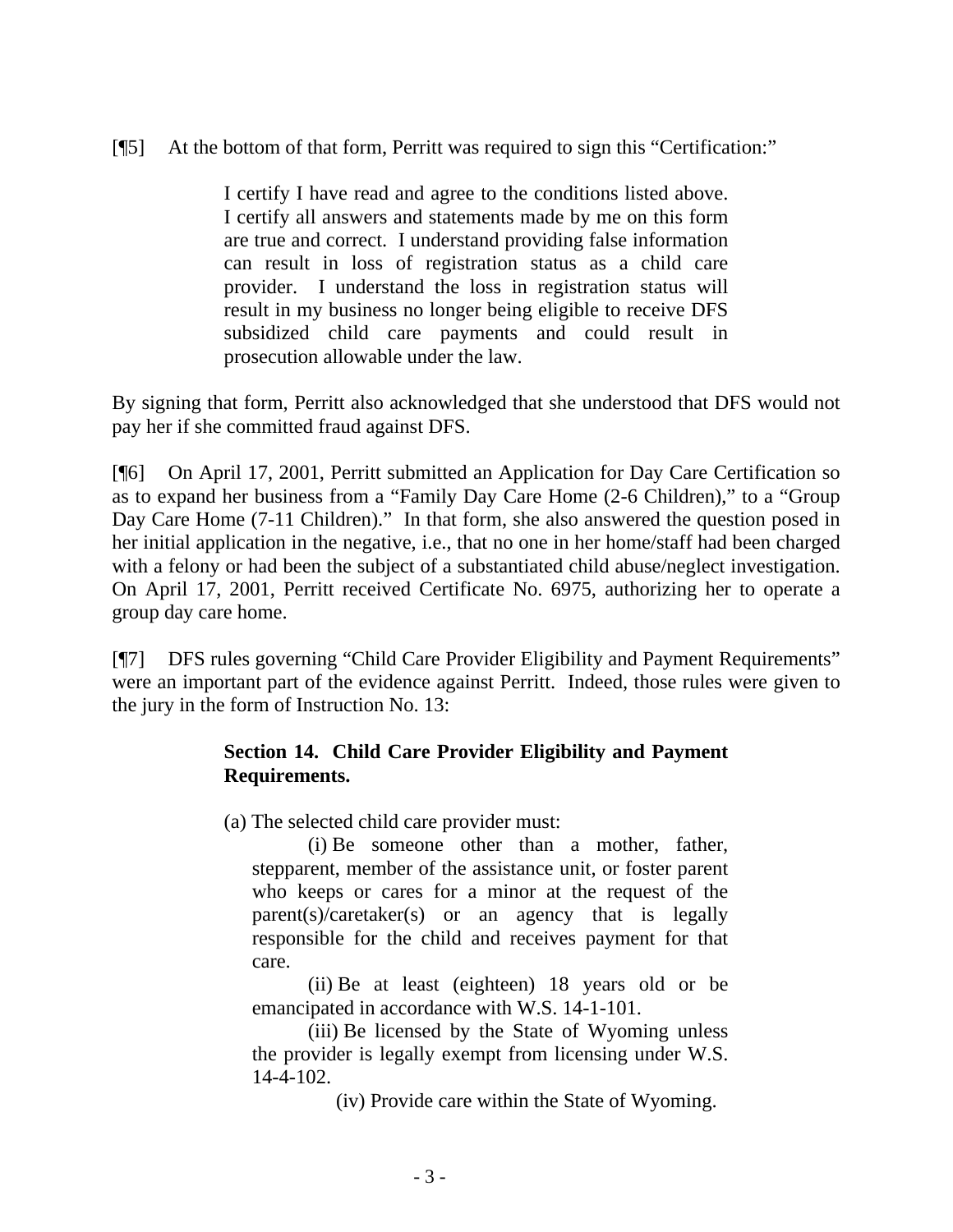[¶5] At the bottom of that form, Perritt was required to sign this "Certification:"

> I certify I have read and agree to the conditions listed above. I certify all answers and statements made by me on this form are true and correct. I understand providing false information can result in loss of registration status as a child care provider. I understand the loss in registration status will result in my business no longer being eligible to receive DFS subsidized child care payments and could result in prosecution allowable under the law.

By signing that form, Perritt also acknowledged that she understood that DFS would not pay her if she committed fraud against DFS.

[¶6] On April 17, 2001, Perritt submitted an Application for Day Care Certification so as to expand her business from a "Family Day Care Home (2-6 Children)," to a "Group Day Care Home (7-11 Children)." In that form, she also answered the question posed in her initial application in the negative, i.e., that no one in her home/staff had been charged with a felony or had been the subject of a substantiated child abuse/neglect investigation. On April 17, 2001, Perritt received Certificate No. 6975, authorizing her to operate a group day care home.

[¶7] DFS rules governing "Child Care Provider Eligibility and Payment Requirements" were an important part of the evidence against Perritt. Indeed, those rules were given to the jury in the form of Instruction No. 13:

> **Section 14. Child Care Provider Eligibility and Payment Requirements.**
>
> (a) The selected child care provider must:
>
> (i) Be someone other than a mother, father, stepparent, member of the assistance unit, or foster parent who keeps or cares for a minor at the request of the parent(s)/caretaker(s) or an agency that is legally responsible for the child and receives payment for that care.
>
> (ii) Be at least (eighteen) 18 years old or be emancipated in accordance with W.S. 14-1-101.
>
> (iii) Be licensed by the State of Wyoming unless the provider is legally exempt from licensing under W.S. 14-4-102.
>
> (iv) Provide care within the State of Wyoming.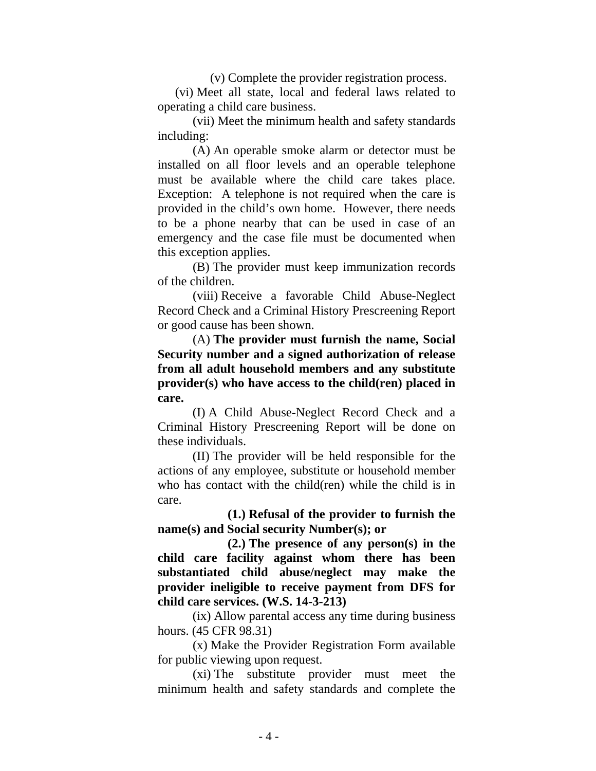(v) Complete the provider registration process.

(vi) Meet all state, local and federal laws related to operating a child care business.

(vii) Meet the minimum health and safety standards including:

(A) An operable smoke alarm or detector must be installed on all floor levels and an operable telephone must be available where the child care takes place. Exception: A telephone is not required when the care is provided in the child's own home. However, there needs to be a phone nearby that can be used in case of an emergency and the case file must be documented when this exception applies.

(B) The provider must keep immunization records of the children.

(viii) Receive a favorable Child Abuse-Neglect Record Check and a Criminal History Prescreening Report or good cause has been shown.

(A) **The provider must furnish the name, Social Security number and a signed authorization of release from all adult household members and any substitute provider(s) who have access to the child(ren) placed in care.**

(I) A Child Abuse-Neglect Record Check and a Criminal History Prescreening Report will be done on these individuals.

(II) The provider will be held responsible for the actions of any employee, substitute or household member who has contact with the child(ren) while the child is in care.

**(1.) Refusal of the provider to furnish the name(s) and Social security Number(s); or**

**(2.) The presence of any person(s) in the child care facility against whom there has been substantiated child abuse/neglect may make the provider ineligible to receive payment from DFS for child care services. (W.S. 14-3-213)**

(ix) Allow parental access any time during business hours. (45 CFR 98.31)

(x) Make the Provider Registration Form available for public viewing upon request.

(xi) The substitute provider must meet the minimum health and safety standards and complete the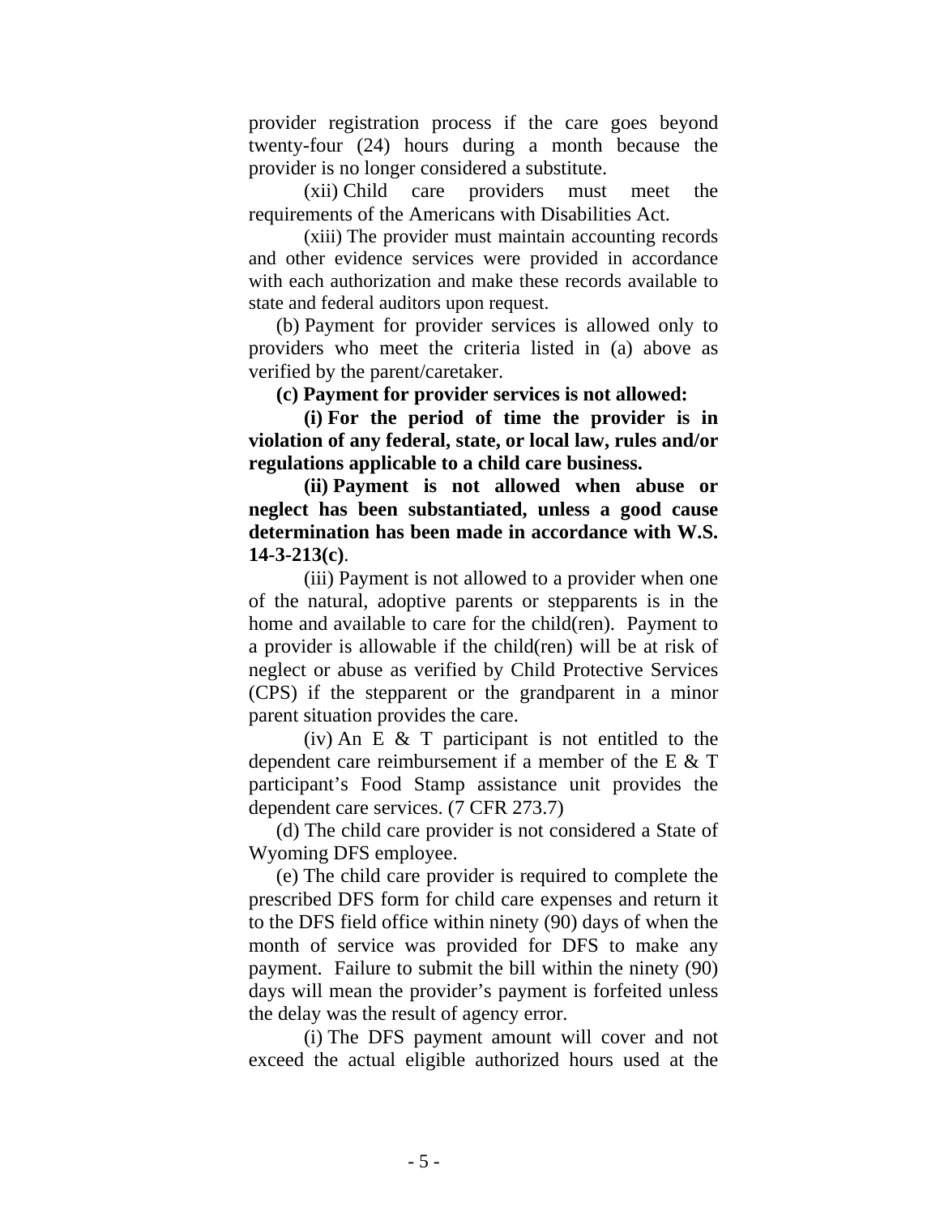provider registration process if the care goes beyond twenty-four (24) hours during a month because the provider is no longer considered a substitute.

(xii) Child care providers must meet the requirements of the Americans with Disabilities Act.

(xiii) The provider must maintain accounting records and other evidence services were provided in accordance with each authorization and make these records available to state and federal auditors upon request.

(b) Payment for provider services is allowed only to providers who meet the criteria listed in (a) above as verified by the parent/caretaker.

**(c) Payment for provider services is not allowed:**

**(i) For the period of time the provider is in violation of any federal, state, or local law, rules and/or regulations applicable to a child care business.**

**(ii) Payment is not allowed when abuse or neglect has been substantiated, unless a good cause determination has been made in accordance with W.S. 14-3-213(c)**.

(iii) Payment is not allowed to a provider when one of the natural, adoptive parents or stepparents is in the home and available to care for the child(ren). Payment to a provider is allowable if the child(ren) will be at risk of neglect or abuse as verified by Child Protective Services (CPS) if the stepparent or the grandparent in a minor parent situation provides the care.

(iv) An E & T participant is not entitled to the dependent care reimbursement if a member of the E & T participant's Food Stamp assistance unit provides the dependent care services. (7 CFR 273.7)

(d) The child care provider is not considered a State of Wyoming DFS employee.

(e) The child care provider is required to complete the prescribed DFS form for child care expenses and return it to the DFS field office within ninety (90) days of when the month of service was provided for DFS to make any payment. Failure to submit the bill within the ninety (90) days will mean the provider's payment is forfeited unless the delay was the result of agency error.

(i) The DFS payment amount will cover and not exceed the actual eligible authorized hours used at the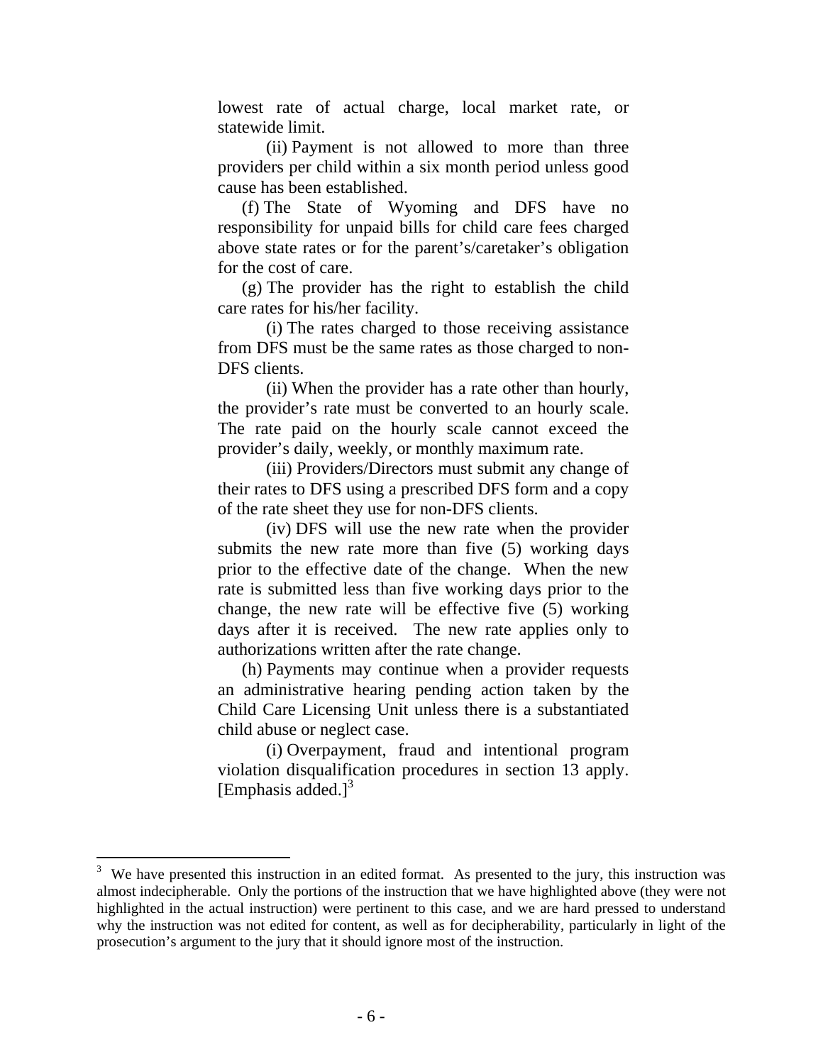lowest rate of actual charge, local market rate, or statewide limit.

(ii) Payment is not allowed to more than three providers per child within a six month period unless good cause has been established.

(f) The State of Wyoming and DFS have no responsibility for unpaid bills for child care fees charged above state rates or for the parent's/caretaker's obligation for the cost of care.

(g) The provider has the right to establish the child care rates for his/her facility.

(i) The rates charged to those receiving assistance from DFS must be the same rates as those charged to non-DFS clients.

(ii) When the provider has a rate other than hourly, the provider's rate must be converted to an hourly scale. The rate paid on the hourly scale cannot exceed the provider's daily, weekly, or monthly maximum rate.

(iii) Providers/Directors must submit any change of their rates to DFS using a prescribed DFS form and a copy of the rate sheet they use for non-DFS clients.

(iv) DFS will use the new rate when the provider submits the new rate more than five (5) working days prior to the effective date of the change. When the new rate is submitted less than five working days prior to the change, the new rate will be effective five (5) working days after it is received. The new rate applies only to authorizations written after the rate change.

(h) Payments may continue when a provider requests an administrative hearing pending action taken by the Child Care Licensing Unit unless there is a substantiated child abuse or neglect case.

(i) Overpayment, fraud and intentional program violation disqualification procedures in section 13 apply. [Emphasis added.][3]

---

[3] We have presented this instruction in an edited format. As presented to the jury, this instruction was almost indecipherable. Only the portions of the instruction that we have highlighted above (they were not highlighted in the actual instruction) were pertinent to this case, and we are hard pressed to understand why the instruction was not edited for content, as well as for decipherability, particularly in light of the prosecution's argument to the jury that it should ignore most of the instruction.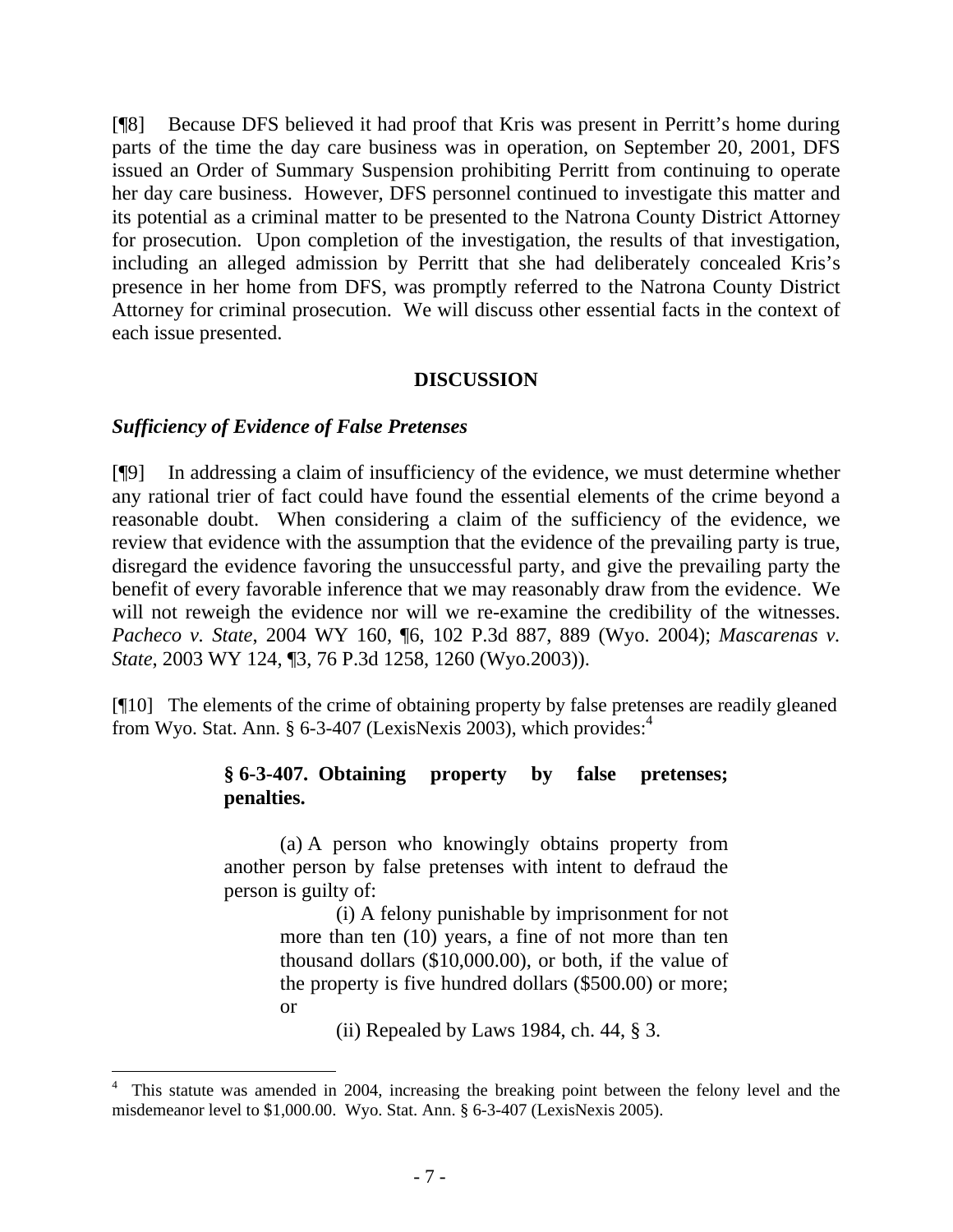[¶8] Because DFS believed it had proof that Kris was present in Perritt's home during parts of the time the day care business was in operation, on September 20, 2001, DFS issued an Order of Summary Suspension prohibiting Perritt from continuing to operate her day care business. However, DFS personnel continued to investigate this matter and its potential as a criminal matter to be presented to the Natrona County District Attorney for prosecution. Upon completion of the investigation, the results of that investigation, including an alleged admission by Perritt that she had deliberately concealed Kris's presence in her home from DFS, was promptly referred to the Natrona County District Attorney for criminal prosecution. We will discuss other essential facts in the context of each issue presented.

## DISCUSSION

### *Sufficiency of Evidence of False Pretenses*

[¶9] In addressing a claim of insufficiency of the evidence, we must determine whether any rational trier of fact could have found the essential elements of the crime beyond a reasonable doubt. When considering a claim of the sufficiency of the evidence, we review that evidence with the assumption that the evidence of the prevailing party is true, disregard the evidence favoring the unsuccessful party, and give the prevailing party the benefit of every favorable inference that we may reasonably draw from the evidence. We will not reweigh the evidence nor will we re-examine the credibility of the witnesses. *Pacheco v. State*, 2004 WY 160, ¶6, 102 P.3d 887, 889 (Wyo. 2004); *Mascarenas v. State*, 2003 WY 124, ¶3, 76 P.3d 1258, 1260 (Wyo.2003)).

[¶10] The elements of the crime of obtaining property by false pretenses are readily gleaned from Wyo. Stat. Ann. § 6-3-407 (LexisNexis 2003), which provides:[4]

> **§ 6-3-407. Obtaining property by false pretenses; penalties.**
>
> (a) A person who knowingly obtains property from another person by false pretenses with intent to defraud the person is guilty of:
>
> > (i) A felony punishable by imprisonment for not more than ten (10) years, a fine of not more than ten thousand dollars ($10,000.00), or both, if the value of the property is five hundred dollars ($500.00) or more; or
> >
> > (ii) Repealed by Laws 1984, ch. 44, § 3.

---

[4] This statute was amended in 2004, increasing the breaking point between the felony level and the misdemeanor level to $1,000.00. Wyo. Stat. Ann. § 6-3-407 (LexisNexis 2005).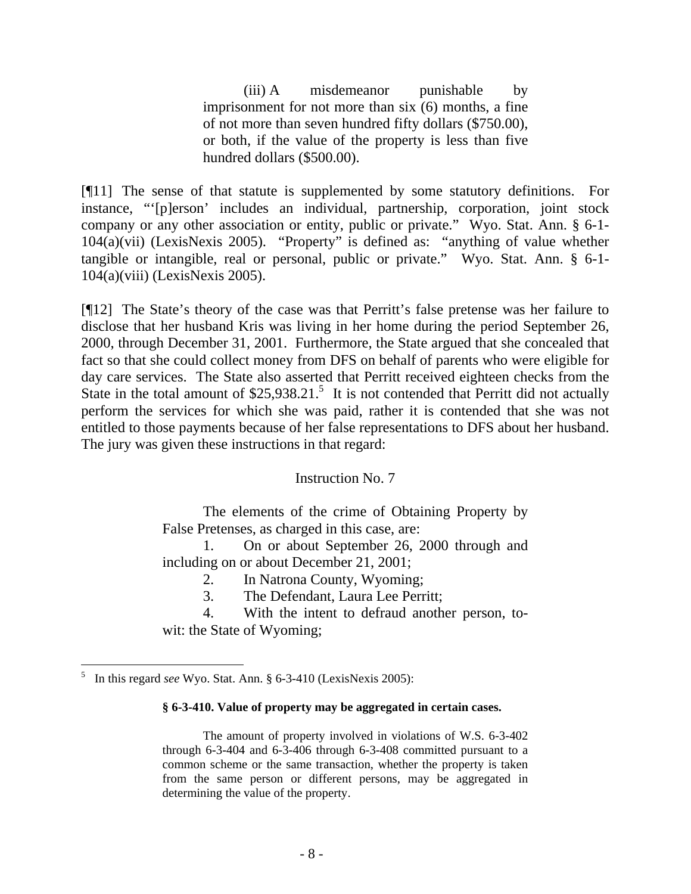> (iii) A misdemeanor punishable by imprisonment for not more than six (6) months, a fine of not more than seven hundred fifty dollars ($750.00), or both, if the value of the property is less than five hundred dollars ($500.00).

[¶11] The sense of that statute is supplemented by some statutory definitions. For instance, "'[p]erson' includes an individual, partnership, corporation, joint stock company or any other association or entity, public or private." Wyo. Stat. Ann. § 6-1-104(a)(vii) (LexisNexis 2005). "Property" is defined as: "anything of value whether tangible or intangible, real or personal, public or private." Wyo. Stat. Ann. § 6-1-104(a)(viii) (LexisNexis 2005).

[¶12] The State's theory of the case was that Perritt's false pretense was her failure to disclose that her husband Kris was living in her home during the period September 26, 2000, through December 31, 2001. Furthermore, the State argued that she concealed that fact so that she could collect money from DFS on behalf of parents who were eligible for day care services. The State also asserted that Perritt received eighteen checks from the State in the total amount of $25,938.21.[5] It is not contended that Perritt did not actually perform the services for which she was paid, rather it is contended that she was not entitled to those payments because of her false representations to DFS about her husband. The jury was given these instructions in that regard:

> Instruction No. 7
>
> The elements of the crime of Obtaining Property by False Pretenses, as charged in this case, are:
>
> 1. On or about September 26, 2000 through and including on or about December 21, 2001;
>
> 2. In Natrona County, Wyoming;
>
> 3. The Defendant, Laura Lee Perritt;
>
> 4. With the intent to defraud another person, to-wit: the State of Wyoming;

---

[5] In this regard *see* Wyo. Stat. Ann. § 6-3-410 (LexisNexis 2005):

> **§ 6-3-410. Value of property may be aggregated in certain cases.**
>
> The amount of property involved in violations of W.S. 6-3-402 through 6-3-404 and 6-3-406 through 6-3-408 committed pursuant to a common scheme or the same transaction, whether the property is taken from the same person or different persons, may be aggregated in determining the value of the property.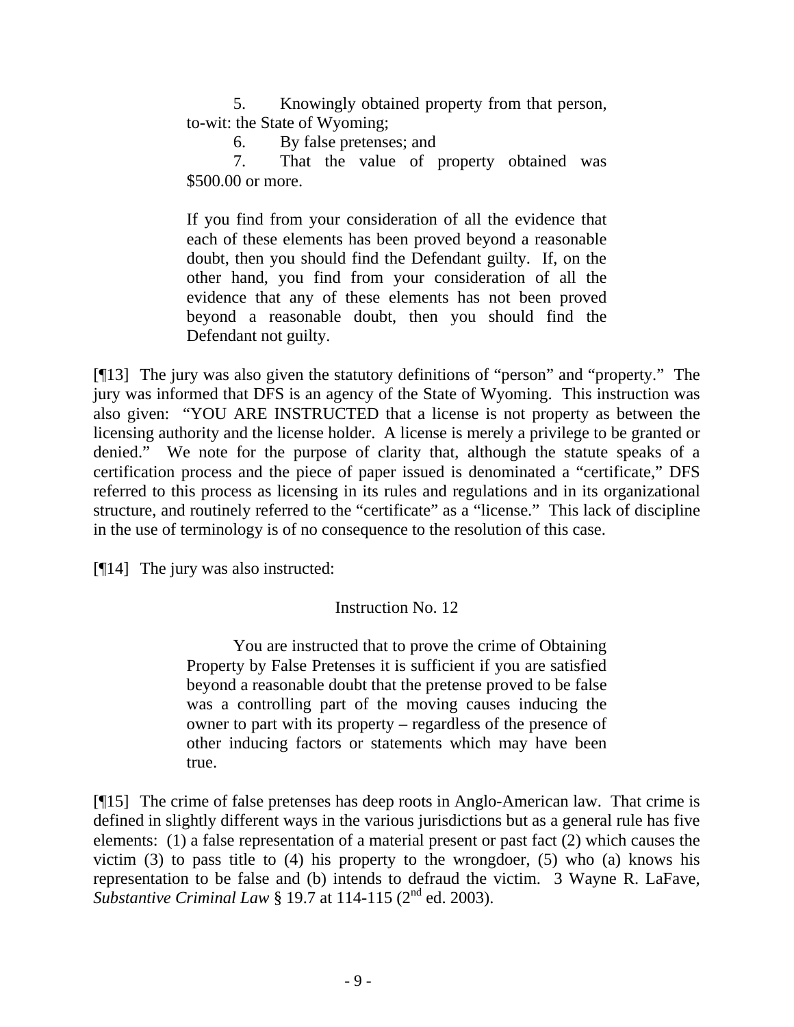> 5. Knowingly obtained property from that person, to-wit: the State of Wyoming;
>
> 6. By false pretenses; and
>
> 7. That the value of property obtained was $500.00 or more.
>
> If you find from your consideration of all the evidence that each of these elements has been proved beyond a reasonable doubt, then you should find the Defendant guilty. If, on the other hand, you find from your consideration of all the evidence that any of these elements has not been proved beyond a reasonable doubt, then you should find the Defendant not guilty.

[¶13] The jury was also given the statutory definitions of "person" and "property." The jury was informed that DFS is an agency of the State of Wyoming. This instruction was also given: "YOU ARE INSTRUCTED that a license is not property as between the licensing authority and the license holder. A license is merely a privilege to be granted or denied." We note for the purpose of clarity that, although the statute speaks of a certification process and the piece of paper issued is denominated a "certificate," DFS referred to this process as licensing in its rules and regulations and in its organizational structure, and routinely referred to the "certificate" as a "license." This lack of discipline in the use of terminology is of no consequence to the resolution of this case.

[¶14] The jury was also instructed:

> Instruction No. 12
>
> You are instructed that to prove the crime of Obtaining Property by False Pretenses it is sufficient if you are satisfied beyond a reasonable doubt that the pretense proved to be false was a controlling part of the moving causes inducing the owner to part with its property – regardless of the presence of other inducing factors or statements which may have been true.

[¶15] The crime of false pretenses has deep roots in Anglo-American law. That crime is defined in slightly different ways in the various jurisdictions but as a general rule has five elements: (1) a false representation of a material present or past fact (2) which causes the victim (3) to pass title to (4) his property to the wrongdoer, (5) who (a) knows his representation to be false and (b) intends to defraud the victim. 3 Wayne R. LaFave, *Substantive Criminal Law* § 19.7 at 114-115 (2nd ed. 2003).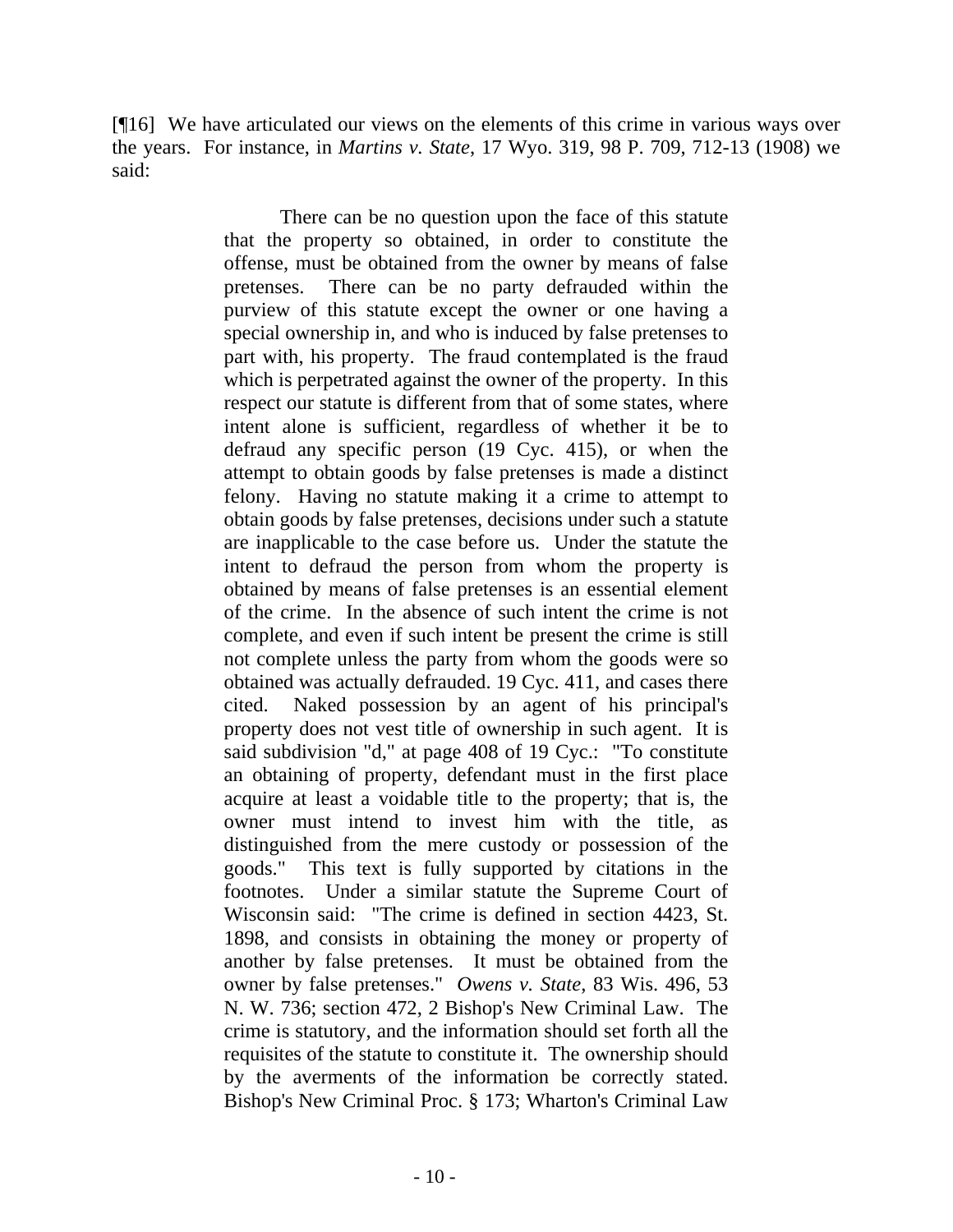[¶16] We have articulated our views on the elements of this crime in various ways over the years. For instance, in *Martins v. State*, 17 Wyo. 319, 98 P. 709, 712-13 (1908) we said:

> There can be no question upon the face of this statute that the property so obtained, in order to constitute the offense, must be obtained from the owner by means of false pretenses. There can be no party defrauded within the purview of this statute except the owner or one having a special ownership in, and who is induced by false pretenses to part with, his property. The fraud contemplated is the fraud which is perpetrated against the owner of the property. In this respect our statute is different from that of some states, where intent alone is sufficient, regardless of whether it be to defraud any specific person (19 Cyc. 415), or when the attempt to obtain goods by false pretenses is made a distinct felony. Having no statute making it a crime to attempt to obtain goods by false pretenses, decisions under such a statute are inapplicable to the case before us. Under the statute the intent to defraud the person from whom the property is obtained by means of false pretenses is an essential element of the crime. In the absence of such intent the crime is not complete, and even if such intent be present the crime is still not complete unless the party from whom the goods were so obtained was actually defrauded. 19 Cyc. 411, and cases there cited. Naked possession by an agent of his principal's property does not vest title of ownership in such agent. It is said subdivision "d," at page 408 of 19 Cyc.: "To constitute an obtaining of property, defendant must in the first place acquire at least a voidable title to the property; that is, the owner must intend to invest him with the title, as distinguished from the mere custody or possession of the goods." This text is fully supported by citations in the footnotes. Under a similar statute the Supreme Court of Wisconsin said: "The crime is defined in section 4423, St. 1898, and consists in obtaining the money or property of another by false pretenses. It must be obtained from the owner by false pretenses." *Owens v. State*, 83 Wis. 496, 53 N. W. 736; section 472, 2 Bishop's New Criminal Law. The crime is statutory, and the information should set forth all the requisites of the statute to constitute it. The ownership should by the averments of the information be correctly stated. Bishop's New Criminal Proc. § 173; Wharton's Criminal Law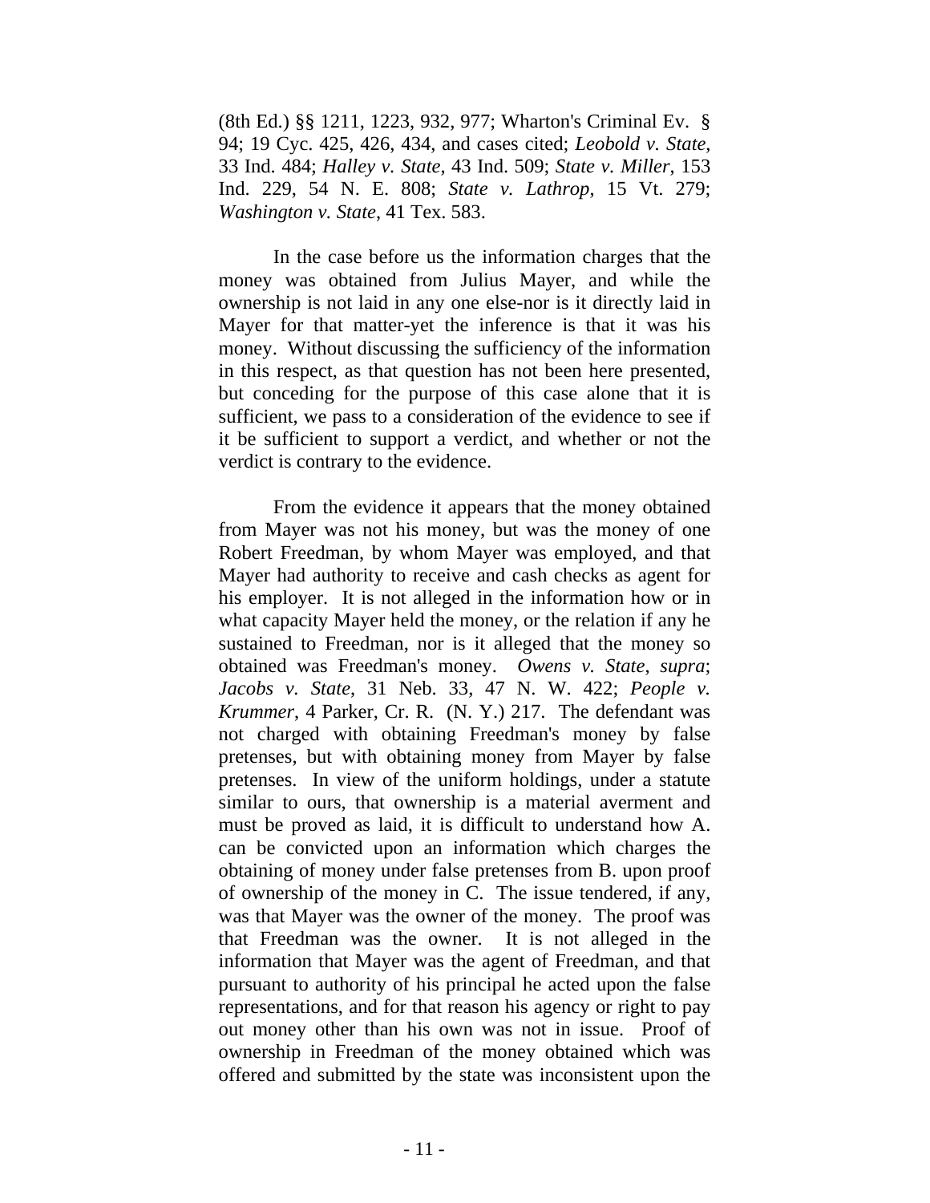(8th Ed.) §§ 1211, 1223, 932, 977; Wharton's Criminal Ev. § 94; 19 Cyc. 425, 426, 434, and cases cited; *Leobold v. State*, 33 Ind. 484; *Halley v. State*, 43 Ind. 509; *State v. Miller*, 153 Ind. 229, 54 N. E. 808; *State v. Lathrop*, 15 Vt. 279; *Washington v. State*, 41 Tex. 583.

In the case before us the information charges that the money was obtained from Julius Mayer, and while the ownership is not laid in any one else-nor is it directly laid in Mayer for that matter-yet the inference is that it was his money. Without discussing the sufficiency of the information in this respect, as that question has not been here presented, but conceding for the purpose of this case alone that it is sufficient, we pass to a consideration of the evidence to see if it be sufficient to support a verdict, and whether or not the verdict is contrary to the evidence.

From the evidence it appears that the money obtained from Mayer was not his money, but was the money of one Robert Freedman, by whom Mayer was employed, and that Mayer had authority to receive and cash checks as agent for his employer. It is not alleged in the information how or in what capacity Mayer held the money, or the relation if any he sustained to Freedman, nor is it alleged that the money so obtained was Freedman's money. *Owens v. State*, *supra*; *Jacobs v. State*, 31 Neb. 33, 47 N. W. 422; *People v. Krummer*, 4 Parker, Cr. R. (N. Y.) 217. The defendant was not charged with obtaining Freedman's money by false pretenses, but with obtaining money from Mayer by false pretenses. In view of the uniform holdings, under a statute similar to ours, that ownership is a material averment and must be proved as laid, it is difficult to understand how A. can be convicted upon an information which charges the obtaining of money under false pretenses from B. upon proof of ownership of the money in C. The issue tendered, if any, was that Mayer was the owner of the money. The proof was that Freedman was the owner. It is not alleged in the information that Mayer was the agent of Freedman, and that pursuant to authority of his principal he acted upon the false representations, and for that reason his agency or right to pay out money other than his own was not in issue. Proof of ownership in Freedman of the money obtained which was offered and submitted by the state was inconsistent upon the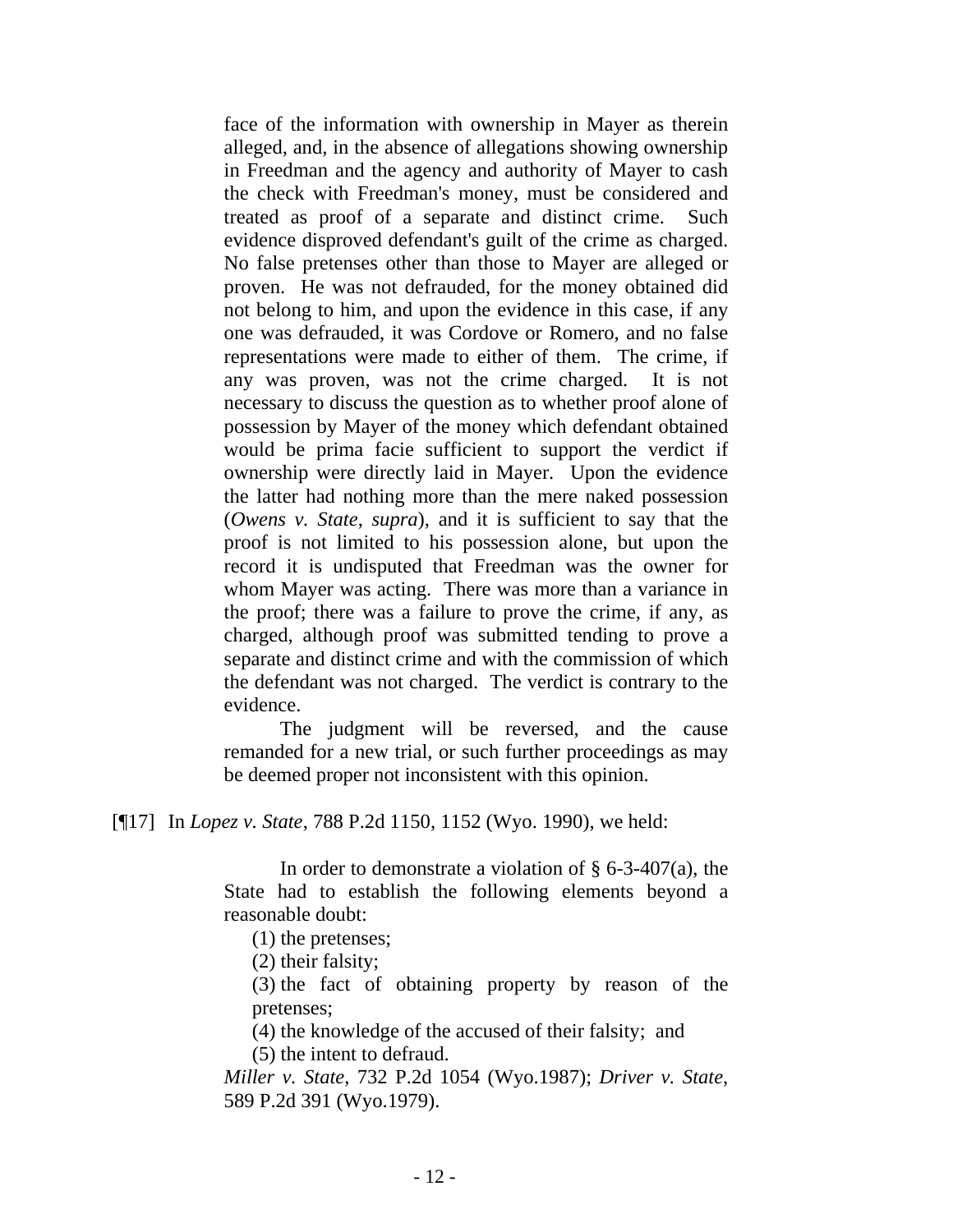> face of the information with ownership in Mayer as therein alleged, and, in the absence of allegations showing ownership in Freedman and the agency and authority of Mayer to cash the check with Freedman's money, must be considered and treated as proof of a separate and distinct crime. Such evidence disproved defendant's guilt of the crime as charged. No false pretenses other than those to Mayer are alleged or proven. He was not defrauded, for the money obtained did not belong to him, and upon the evidence in this case, if any one was defrauded, it was Cordove or Romero, and no false representations were made to either of them. The crime, if any was proven, was not the crime charged. It is not necessary to discuss the question as to whether proof alone of possession by Mayer of the money which defendant obtained would be prima facie sufficient to support the verdict if ownership were directly laid in Mayer. Upon the evidence the latter had nothing more than the mere naked possession (*Owens v. State*, *supra*), and it is sufficient to say that the proof is not limited to his possession alone, but upon the record it is undisputed that Freedman was the owner for whom Mayer was acting. There was more than a variance in the proof; there was a failure to prove the crime, if any, as charged, although proof was submitted tending to prove a separate and distinct crime and with the commission of which the defendant was not charged. The verdict is contrary to the evidence.
>
> The judgment will be reversed, and the cause remanded for a new trial, or such further proceedings as may be deemed proper not inconsistent with this opinion.

[¶17] In *Lopez v. State*, 788 P.2d 1150, 1152 (Wyo. 1990), we held:

> In order to demonstrate a violation of § 6-3-407(a), the State had to establish the following elements beyond a reasonable doubt:
>
> (1) the pretenses;
>
> (2) their falsity;
>
> (3) the fact of obtaining property by reason of the pretenses;
>
> (4) the knowledge of the accused of their falsity; and
>
> (5) the intent to defraud.
>
> *Miller v. State*, 732 P.2d 1054 (Wyo.1987); *Driver v. State*, 589 P.2d 391 (Wyo.1979).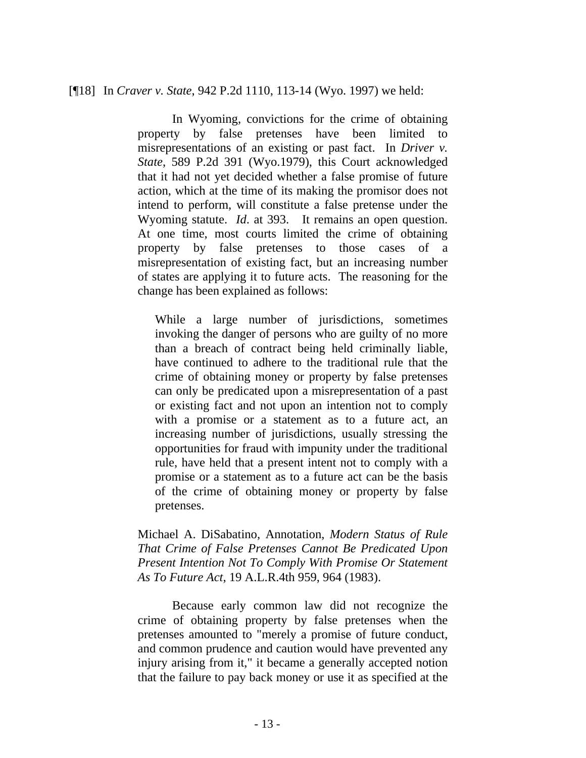[¶18] In *Craver v. State*, 942 P.2d 1110, 113-14 (Wyo. 1997) we held:

> In Wyoming, convictions for the crime of obtaining property by false pretenses have been limited to misrepresentations of an existing or past fact. In *Driver v. State*, 589 P.2d 391 (Wyo.1979), this Court acknowledged that it had not yet decided whether a false promise of future action, which at the time of its making the promisor does not intend to perform, will constitute a false pretense under the Wyoming statute. *Id*. at 393. It remains an open question. At one time, most courts limited the crime of obtaining property by false pretenses to those cases of a misrepresentation of existing fact, but an increasing number of states are applying it to future acts. The reasoning for the change has been explained as follows:
>
> > While a large number of jurisdictions, sometimes invoking the danger of persons who are guilty of no more than a breach of contract being held criminally liable, have continued to adhere to the traditional rule that the crime of obtaining money or property by false pretenses can only be predicated upon a misrepresentation of a past or existing fact and not upon an intention not to comply with a promise or a statement as to a future act, an increasing number of jurisdictions, usually stressing the opportunities for fraud with impunity under the traditional rule, have held that a present intent not to comply with a promise or a statement as to a future act can be the basis of the crime of obtaining money or property by false pretenses.
>
> Michael A. DiSabatino, Annotation, *Modern Status of Rule That Crime of False Pretenses Cannot Be Predicated Upon Present Intention Not To Comply With Promise Or Statement As To Future Act*, 19 A.L.R.4th 959, 964 (1983).
>
> Because early common law did not recognize the crime of obtaining property by false pretenses when the pretenses amounted to "merely a promise of future conduct, and common prudence and caution would have prevented any injury arising from it," it became a generally accepted notion that the failure to pay back money or use it as specified at the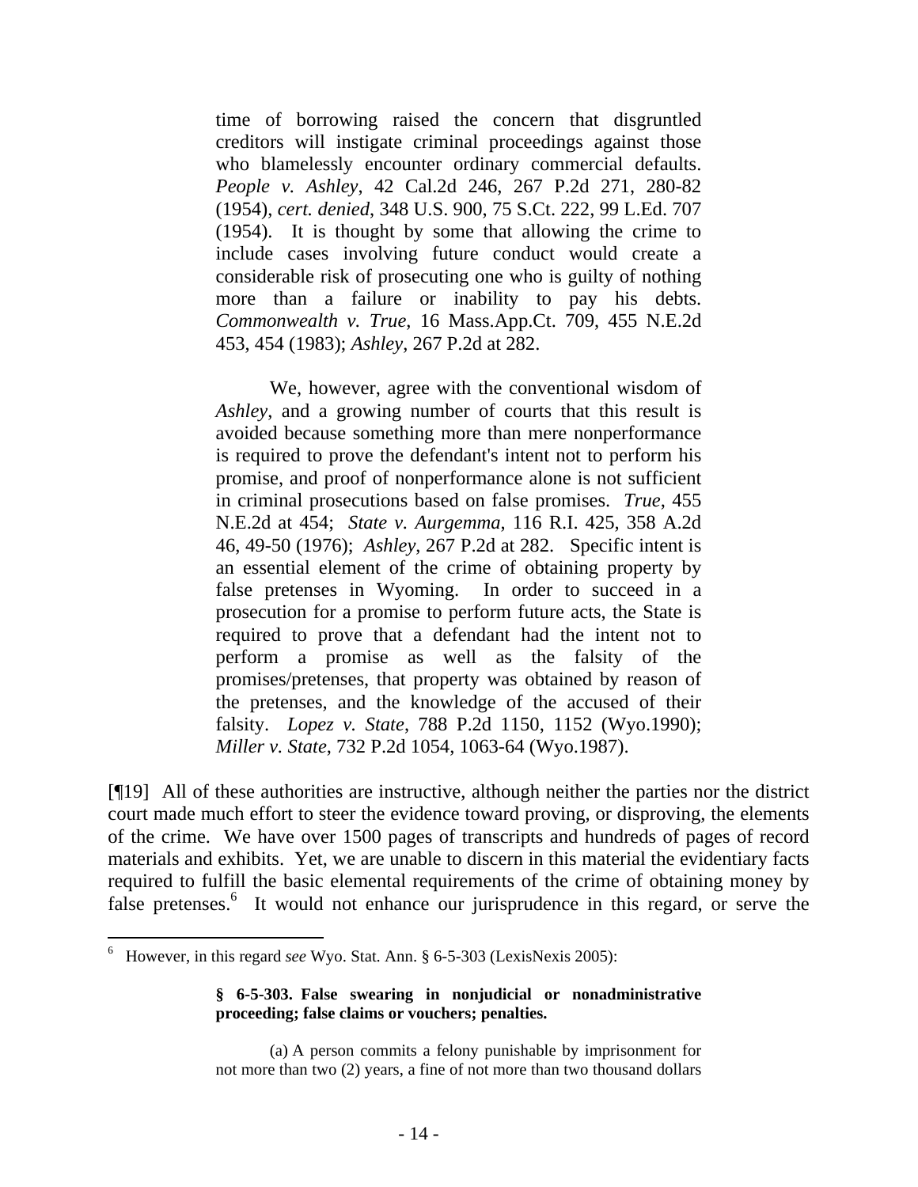> time of borrowing raised the concern that disgruntled creditors will instigate criminal proceedings against those who blamelessly encounter ordinary commercial defaults. *People v. Ashley*, 42 Cal.2d 246, 267 P.2d 271, 280-82 (1954), *cert. denied*, 348 U.S. 900, 75 S.Ct. 222, 99 L.Ed. 707 (1954). It is thought by some that allowing the crime to include cases involving future conduct would create a considerable risk of prosecuting one who is guilty of nothing more than a failure or inability to pay his debts. *Commonwealth v. True*, 16 Mass.App.Ct. 709, 455 N.E.2d 453, 454 (1983); *Ashley*, 267 P.2d at 282.
>
> We, however, agree with the conventional wisdom of *Ashley*, and a growing number of courts that this result is avoided because something more than mere nonperformance is required to prove the defendant's intent not to perform his promise, and proof of nonperformance alone is not sufficient in criminal prosecutions based on false promises. *True*, 455 N.E.2d at 454; *State v. Aurgemma*, 116 R.I. 425, 358 A.2d 46, 49-50 (1976); *Ashley*, 267 P.2d at 282. Specific intent is an essential element of the crime of obtaining property by false pretenses in Wyoming. In order to succeed in a prosecution for a promise to perform future acts, the State is required to prove that a defendant had the intent not to perform a promise as well as the falsity of the promises/pretenses, that property was obtained by reason of the pretenses, and the knowledge of the accused of their falsity. *Lopez v. State*, 788 P.2d 1150, 1152 (Wyo.1990); *Miller v. State*, 732 P.2d 1054, 1063-64 (Wyo.1987).

[¶19] All of these authorities are instructive, although neither the parties nor the district court made much effort to steer the evidence toward proving, or disproving, the elements of the crime. We have over 1500 pages of transcripts and hundreds of pages of record materials and exhibits. Yet, we are unable to discern in this material the evidentiary facts required to fulfill the basic elemental requirements of the crime of obtaining money by false pretenses.[6] It would not enhance our jurisprudence in this regard, or serve the

---

[6] However, in this regard *see* Wyo. Stat. Ann. § 6-5-303 (LexisNexis 2005):

> **§ 6-5-303. False swearing in nonjudicial or nonadministrative proceeding; false claims or vouchers; penalties.**
>
> (a) A person commits a felony punishable by imprisonment for not more than two (2) years, a fine of not more than two thousand dollars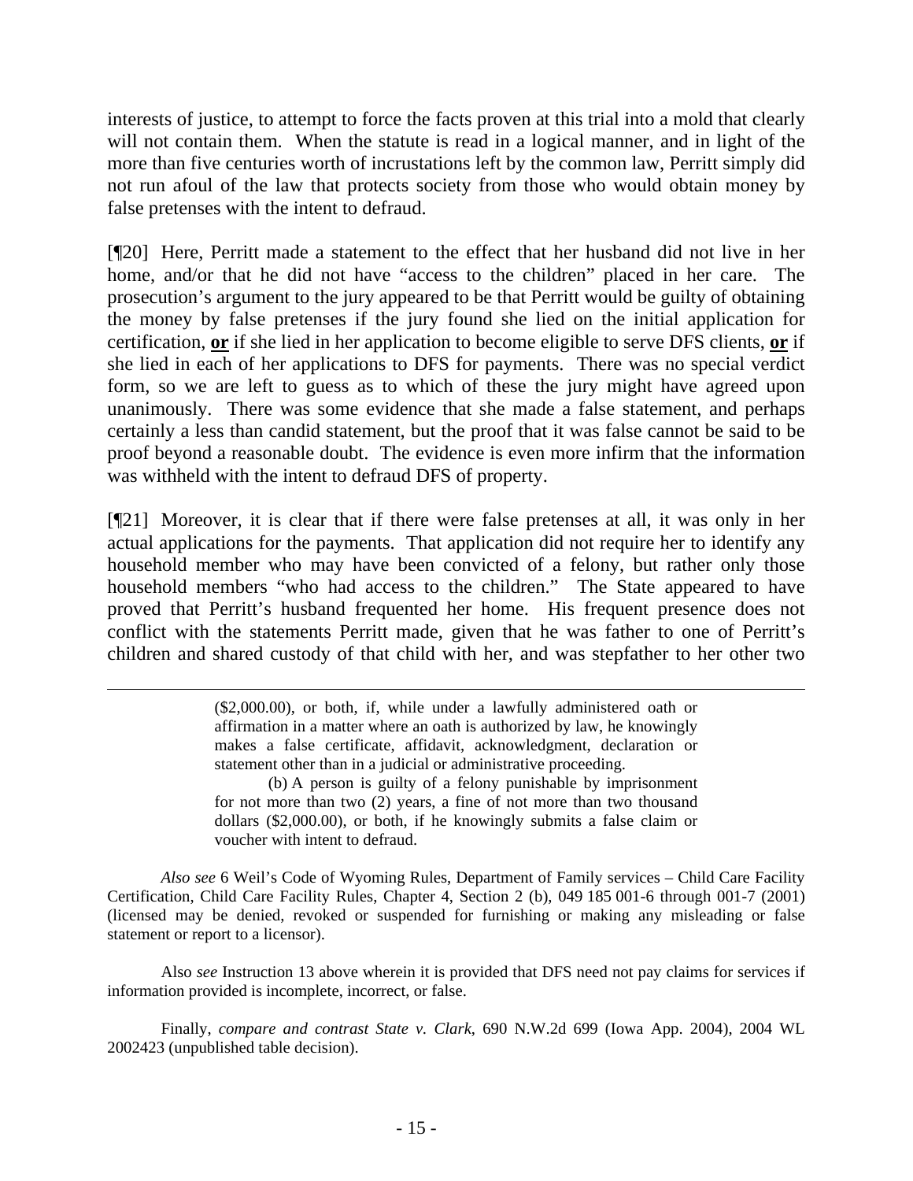interests of justice, to attempt to force the facts proven at this trial into a mold that clearly will not contain them. When the statute is read in a logical manner, and in light of the more than five centuries worth of incrustations left by the common law, Perritt simply did not run afoul of the law that protects society from those who would obtain money by false pretenses with the intent to defraud.

[¶20] Here, Perritt made a statement to the effect that her husband did not live in her home, and/or that he did not have "access to the children" placed in her care. The prosecution's argument to the jury appeared to be that Perritt would be guilty of obtaining the money by false pretenses if the jury found she lied on the initial application for certification, **or** if she lied in her application to become eligible to serve DFS clients, **or** if she lied in each of her applications to DFS for payments. There was no special verdict form, so we are left to guess as to which of these the jury might have agreed upon unanimously. There was some evidence that she made a false statement, and perhaps certainly a less than candid statement, but the proof that it was false cannot be said to be proof beyond a reasonable doubt. The evidence is even more infirm that the information was withheld with the intent to defraud DFS of property.

[¶21] Moreover, it is clear that if there were false pretenses at all, it was only in her actual applications for the payments. That application did not require her to identify any household member who may have been convicted of a felony, but rather only those household members "who had access to the children." The State appeared to have proved that Perritt's husband frequented her home. His frequent presence does not conflict with the statements Perritt made, given that he was father to one of Perritt's children and shared custody of that child with her, and was stepfather to her other two

> ($2,000.00), or both, if, while under a lawfully administered oath or affirmation in a matter where an oath is authorized by law, he knowingly makes a false certificate, affidavit, acknowledgment, declaration or statement other than in a judicial or administrative proceeding.
>
> (b) A person is guilty of a felony punishable by imprisonment for not more than two (2) years, a fine of not more than two thousand dollars ($2,000.00), or both, if he knowingly submits a false claim or voucher with intent to defraud.

*Also see* 6 Weil's Code of Wyoming Rules, Department of Family services – Child Care Facility Certification, Child Care Facility Rules, Chapter 4, Section 2 (b), 049 185 001-6 through 001-7 (2001) (licensed may be denied, revoked or suspended for furnishing or making any misleading or false statement or report to a licensor).

Also *see* Instruction 13 above wherein it is provided that DFS need not pay claims for services if information provided is incomplete, incorrect, or false.

Finally, *compare and contrast State v. Clark*, 690 N.W.2d 699 (Iowa App. 2004), 2004 WL 2002423 (unpublished table decision).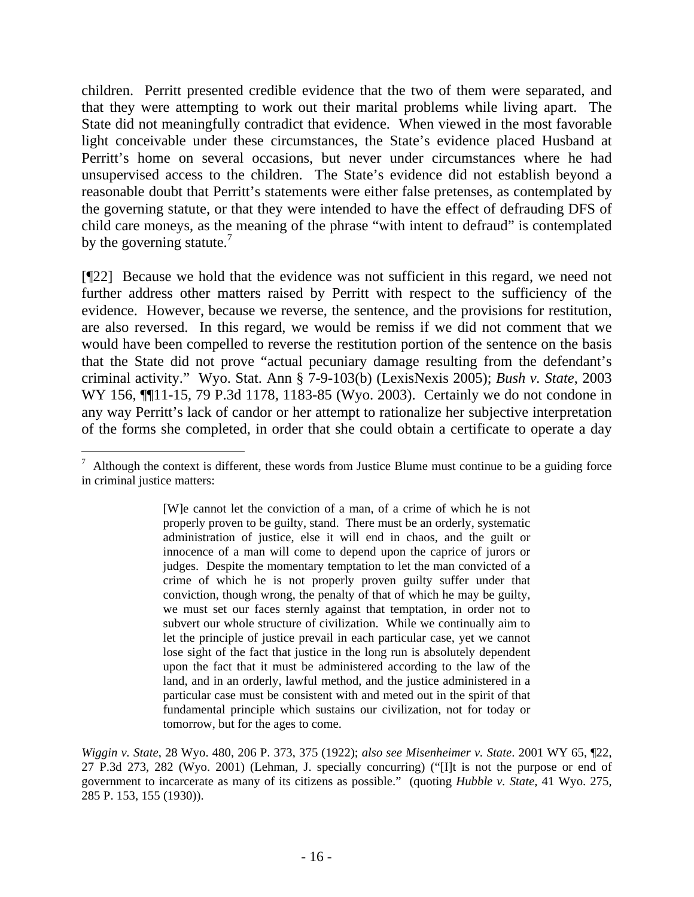children. Perritt presented credible evidence that the two of them were separated, and that they were attempting to work out their marital problems while living apart. The State did not meaningfully contradict that evidence. When viewed in the most favorable light conceivable under these circumstances, the State's evidence placed Husband at Perritt's home on several occasions, but never under circumstances where he had unsupervised access to the children. The State's evidence did not establish beyond a reasonable doubt that Perritt's statements were either false pretenses, as contemplated by the governing statute, or that they were intended to have the effect of defrauding DFS of child care moneys, as the meaning of the phrase "with intent to defraud" is contemplated by the governing statute.[7]

[¶22] Because we hold that the evidence was not sufficient in this regard, we need not further address other matters raised by Perritt with respect to the sufficiency of the evidence. However, because we reverse, the sentence, and the provisions for restitution, are also reversed. In this regard, we would be remiss if we did not comment that we would have been compelled to reverse the restitution portion of the sentence on the basis that the State did not prove "actual pecuniary damage resulting from the defendant's criminal activity." Wyo. Stat. Ann § 7-9-103(b) (LexisNexis 2005); *Bush v. State*, 2003 WY 156, ¶¶11-15, 79 P.3d 1178, 1183-85 (Wyo. 2003). Certainly we do not condone in any way Perritt's lack of candor or her attempt to rationalize her subjective interpretation of the forms she completed, in order that she could obtain a certificate to operate a day

---

[7] Although the context is different, these words from Justice Blume must continue to be a guiding force in criminal justice matters:

> [W]e cannot let the conviction of a man, of a crime of which he is not properly proven to be guilty, stand. There must be an orderly, systematic administration of justice, else it will end in chaos, and the guilt or innocence of a man will come to depend upon the caprice of jurors or judges. Despite the momentary temptation to let the man convicted of a crime of which he is not properly proven guilty suffer under that conviction, though wrong, the penalty of that of which he may be guilty, we must set our faces sternly against that temptation, in order not to subvert our whole structure of civilization. While we continually aim to let the principle of justice prevail in each particular case, yet we cannot lose sight of the fact that justice in the long run is absolutely dependent upon the fact that it must be administered according to the law of the land, and in an orderly, lawful method, and the justice administered in a particular case must be consistent with and meted out in the spirit of that fundamental principle which sustains our civilization, not for today or tomorrow, but for the ages to come.

*Wiggin v. State*, 28 Wyo. 480, 206 P. 373, 375 (1922); *also see Misenheimer v. State*. 2001 WY 65, ¶22, 27 P.3d 273, 282 (Wyo. 2001) (Lehman, J. specially concurring) ("[I]t is not the purpose or end of government to incarcerate as many of its citizens as possible." (quoting *Hubble v. State*, 41 Wyo. 275, 285 P. 153, 155 (1930)).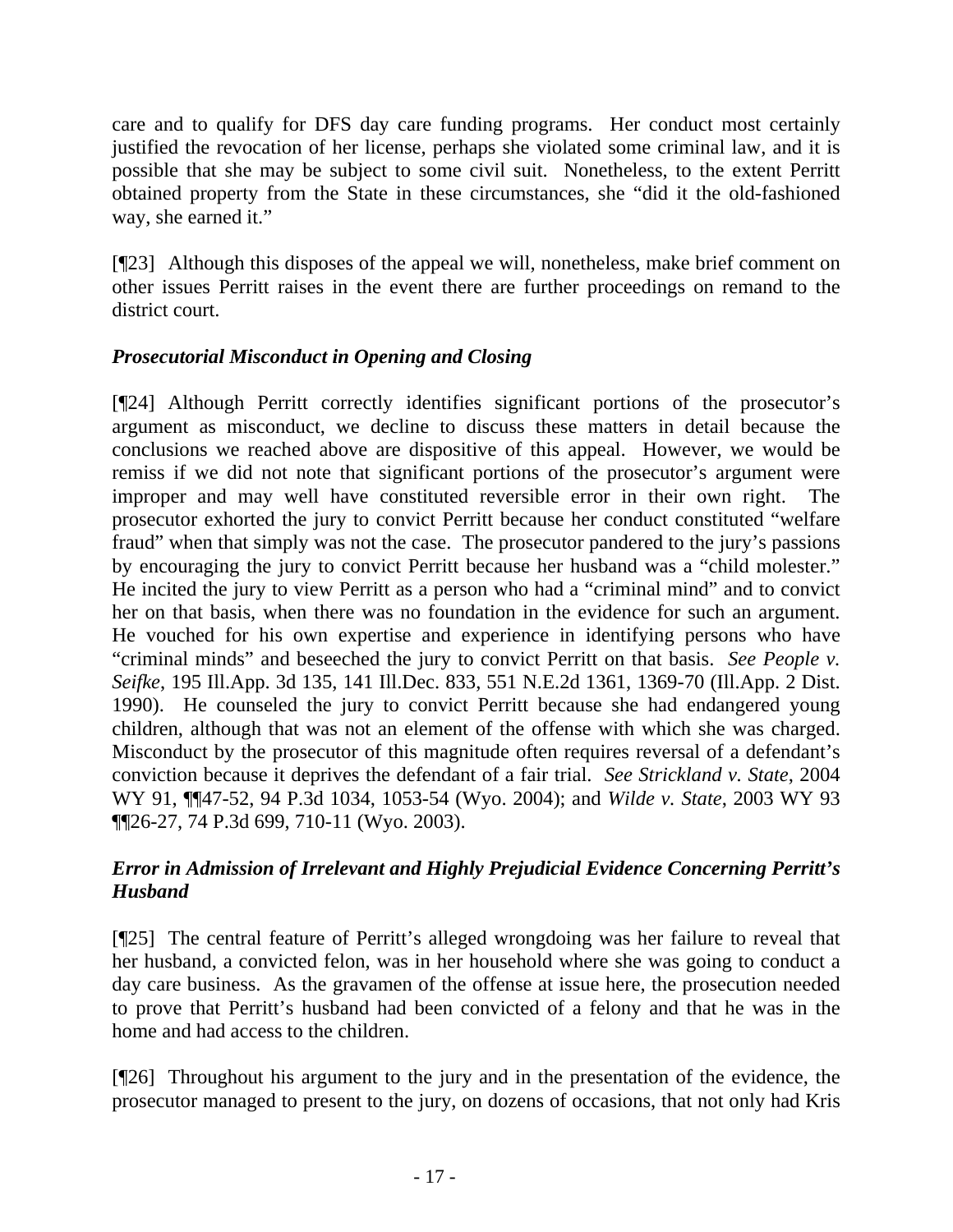care and to qualify for DFS day care funding programs. Her conduct most certainly justified the revocation of her license, perhaps she violated some criminal law, and it is possible that she may be subject to some civil suit. Nonetheless, to the extent Perritt obtained property from the State in these circumstances, she "did it the old-fashioned way, she earned it."

[¶23] Although this disposes of the appeal we will, nonetheless, make brief comment on other issues Perritt raises in the event there are further proceedings on remand to the district court.

### *Prosecutorial Misconduct in Opening and Closing*

[¶24] Although Perritt correctly identifies significant portions of the prosecutor's argument as misconduct, we decline to discuss these matters in detail because the conclusions we reached above are dispositive of this appeal. However, we would be remiss if we did not note that significant portions of the prosecutor's argument were improper and may well have constituted reversible error in their own right. The prosecutor exhorted the jury to convict Perritt because her conduct constituted "welfare fraud" when that simply was not the case. The prosecutor pandered to the jury's passions by encouraging the jury to convict Perritt because her husband was a "child molester." He incited the jury to view Perritt as a person who had a "criminal mind" and to convict her on that basis, when there was no foundation in the evidence for such an argument. He vouched for his own expertise and experience in identifying persons who have "criminal minds" and beseeched the jury to convict Perritt on that basis. *See People v. Seifke*, 195 Ill.App. 3d 135, 141 Ill.Dec. 833, 551 N.E.2d 1361, 1369-70 (Ill.App. 2 Dist. 1990). He counseled the jury to convict Perritt because she had endangered young children, although that was not an element of the offense with which she was charged. Misconduct by the prosecutor of this magnitude often requires reversal of a defendant's conviction because it deprives the defendant of a fair trial. *See Strickland v. State*, 2004 WY 91, ¶¶47-52, 94 P.3d 1034, 1053-54 (Wyo. 2004); and *Wilde v. State*, 2003 WY 93 ¶¶26-27, 74 P.3d 699, 710-11 (Wyo. 2003).

### *Error in Admission of Irrelevant and Highly Prejudicial Evidence Concerning Perritt's Husband*

[¶25] The central feature of Perritt's alleged wrongdoing was her failure to reveal that her husband, a convicted felon, was in her household where she was going to conduct a day care business. As the gravamen of the offense at issue here, the prosecution needed to prove that Perritt's husband had been convicted of a felony and that he was in the home and had access to the children.

[¶26] Throughout his argument to the jury and in the presentation of the evidence, the prosecutor managed to present to the jury, on dozens of occasions, that not only had Kris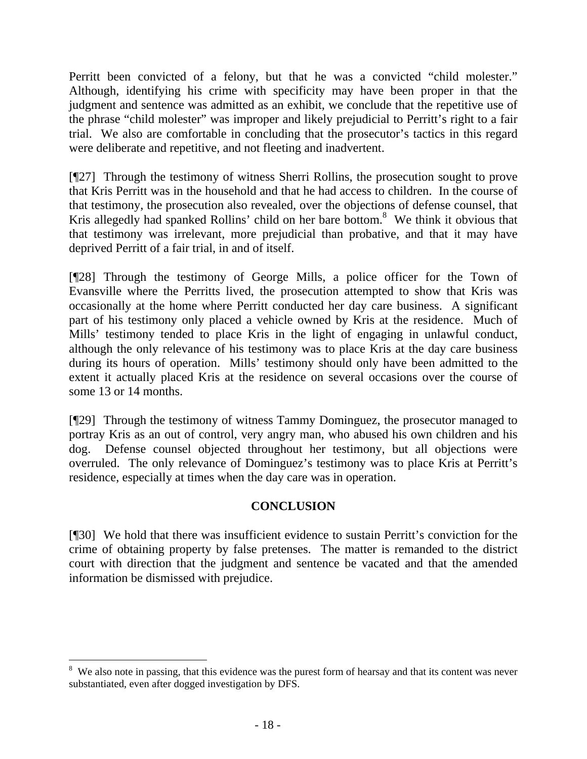Perritt been convicted of a felony, but that he was a convicted "child molester." Although, identifying his crime with specificity may have been proper in that the judgment and sentence was admitted as an exhibit, we conclude that the repetitive use of the phrase "child molester" was improper and likely prejudicial to Perritt's right to a fair trial. We also are comfortable in concluding that the prosecutor's tactics in this regard were deliberate and repetitive, and not fleeting and inadvertent.

[¶27] Through the testimony of witness Sherri Rollins, the prosecution sought to prove that Kris Perritt was in the household and that he had access to children. In the course of that testimony, the prosecution also revealed, over the objections of defense counsel, that Kris allegedly had spanked Rollins' child on her bare bottom.[8] We think it obvious that that testimony was irrelevant, more prejudicial than probative, and that it may have deprived Perritt of a fair trial, in and of itself.

[¶28] Through the testimony of George Mills, a police officer for the Town of Evansville where the Perritts lived, the prosecution attempted to show that Kris was occasionally at the home where Perritt conducted her day care business. A significant part of his testimony only placed a vehicle owned by Kris at the residence. Much of Mills' testimony tended to place Kris in the light of engaging in unlawful conduct, although the only relevance of his testimony was to place Kris at the day care business during its hours of operation. Mills' testimony should only have been admitted to the extent it actually placed Kris at the residence on several occasions over the course of some 13 or 14 months.

[¶29] Through the testimony of witness Tammy Dominguez, the prosecutor managed to portray Kris as an out of control, very angry man, who abused his own children and his dog. Defense counsel objected throughout her testimony, but all objections were overruled. The only relevance of Dominguez's testimony was to place Kris at Perritt's residence, especially at times when the day care was in operation.

## CONCLUSION

[¶30] We hold that there was insufficient evidence to sustain Perritt's conviction for the crime of obtaining property by false pretenses. The matter is remanded to the district court with direction that the judgment and sentence be vacated and that the amended information be dismissed with prejudice.

---

[8] We also note in passing, that this evidence was the purest form of hearsay and that its content was never substantiated, even after dogged investigation by DFS.